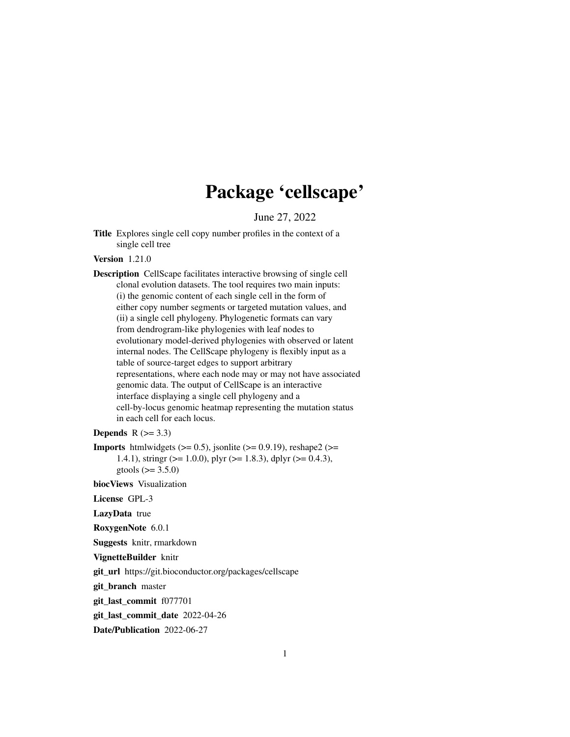# Package 'cellscape'

June 27, 2022

**Title** Explores single cell copy number profiles in the context of a single cell tree

**Version** 1.21.0

**Description** CellScape facilitates interactive browsing of single cell clonal evolution datasets. The tool requires two main inputs: (i) the genomic content of each single cell in the form of either copy number segments or targeted mutation values, and (ii) a single cell phylogeny. Phylogenetic formats can vary from dendrogram-like phylogenies with leaf nodes to evolutionary model-derived phylogenies with observed or latent internal nodes. The CellScape phylogeny is flexibly input as a table of source-target edges to support arbitrary representations, where each node may or may not have associated genomic data. The output of CellScape is an interactive interface displaying a single cell phylogeny and a cell-by-locus genomic heatmap representing the mutation status in each cell for each locus.

**Depends** R (>= 3.3)

**Imports** htmlwidgets (>= 0.5), jsonlite (>= 0.9.19), reshape2 (>= 1.4.1), stringr (>= 1.0.0), plyr (>= 1.8.3), dplyr (>= 0.4.3), gtools (>= 3.5.0)

**biocViews** Visualization

**License** GPL-3

**LazyData** true

**RoxygenNote** 6.0.1

**Suggests** knitr, rmarkdown

**VignetteBuilder** knitr

**git_url** https://git.bioconductor.org/packages/cellscape

**git_branch** master

**git_last_commit** f077701

**git_last_commit_date** 2022-04-26

**Date/Publication** 2022-06-27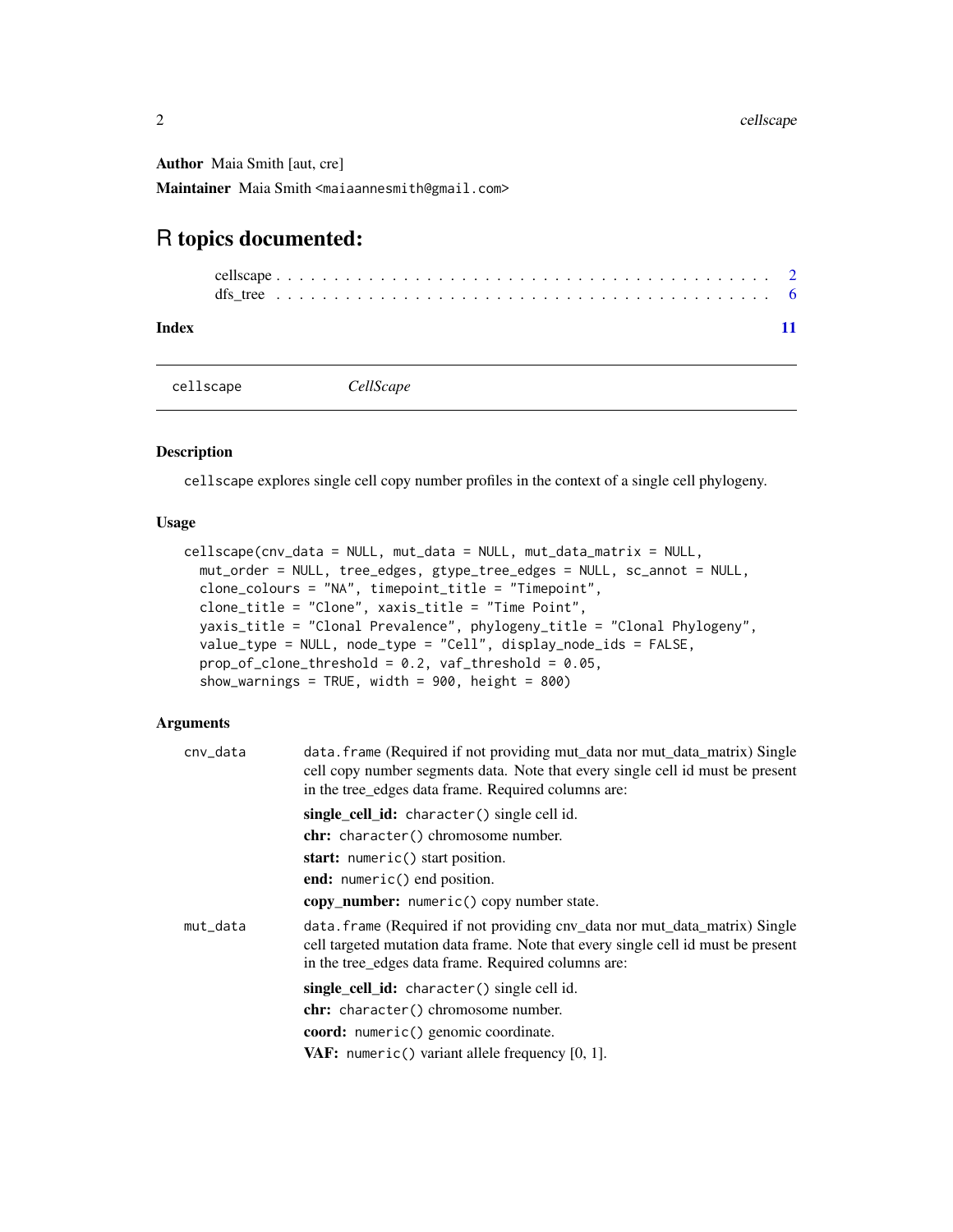**Author** Maia Smith [aut, cre]

**Maintainer** Maia Smith <maiaannesmith@gmail.com>

# R topics documented:

cellscape . . . . . . . . . . . . . . . . . . . . . . . . . . . . . . . . . . . . . . . . 2
dfs_tree . . . . . . . . . . . . . . . . . . . . . . . . . . . . . . . . . . . . . . . . 6

**Index** 11

---

`cellscape` *CellScape*

---

### Description

`cellscape` explores single cell copy number profiles in the context of a single cell phylogeny.

### Usage

```
cellscape(cnv_data = NULL, mut_data = NULL, mut_data_matrix = NULL,
  mut_order = NULL, tree_edges, gtype_tree_edges = NULL, sc_annot = NULL,
  clone_colours = "NA", timepoint_title = "Timepoint",
  clone_title = "Clone", xaxis_title = "Time Point",
  yaxis_title = "Clonal Prevalence", phylogeny_title = "Clonal Phylogeny",
  value_type = NULL, node_type = "Cell", display_node_ids = FALSE,
  prop_of_clone_threshold = 0.2, vaf_threshold = 0.05,
  show_warnings = TRUE, width = 900, height = 800)
```

### Arguments

`cnv_data` — `data.frame` (Required if not providing mut_data nor mut_data_matrix) Single cell copy number segments data. Note that every single cell id must be present in the tree_edges data frame. Required columns are:

- **single_cell_id:** `character()` single cell id.
- **chr:** `character()` chromosome number.
- **start:** `numeric()` start position.
- **end:** `numeric()` end position.
- **copy_number:** `numeric()` copy number state.

`mut_data` — `data.frame` (Required if not providing cnv_data nor mut_data_matrix) Single cell targeted mutation data frame. Note that every single cell id must be present in the tree_edges data frame. Required columns are:

- **single_cell_id:** `character()` single cell id.
- **chr:** `character()` chromosome number.
- **coord:** `numeric()` genomic coordinate.
- **VAF:** `numeric()` variant allele frequency [0, 1].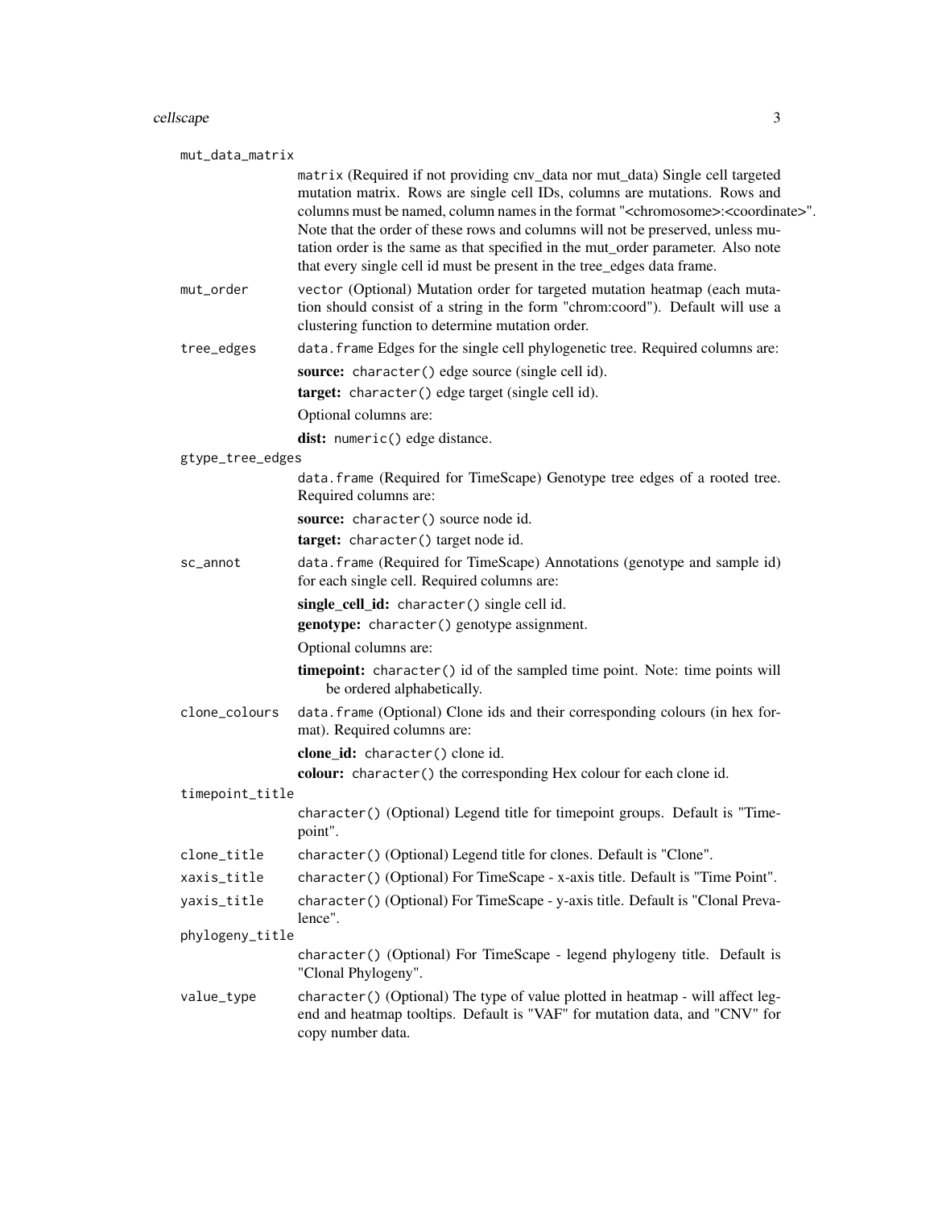mut_data_matrix
: matrix (Required if not providing cnv_data nor mut_data) Single cell targeted mutation matrix. Rows are single cell IDs, columns are mutations. Rows and columns must be named, column names in the format "<chromosome>:<coordinate>". Note that the order of these rows and columns will not be preserved, unless mutation order is the same as that specified in the mut_order parameter. Also note that every single cell id must be present in the tree_edges data frame.

mut_order
: vector (Optional) Mutation order for targeted mutation heatmap (each mutation should consist of a string in the form "chrom:coord"). Default will use a clustering function to determine mutation order.

tree_edges
: data.frame Edges for the single cell phylogenetic tree. Required columns are:

  **source:** character() edge source (single cell id).

  **target:** character() edge target (single cell id).

  Optional columns are:

  **dist:** numeric() edge distance.

gtype_tree_edges
: data.frame (Required for TimeScape) Genotype tree edges of a rooted tree. Required columns are:

  **source:** character() source node id.

  **target:** character() target node id.

sc_annot
: data.frame (Required for TimeScape) Annotations (genotype and sample id) for each single cell. Required columns are:

  **single_cell_id:** character() single cell id.

  **genotype:** character() genotype assignment.

  Optional columns are:

  **timepoint:** character() id of the sampled time point. Note: time points will be ordered alphabetically.

clone_colours
: data.frame (Optional) Clone ids and their corresponding colours (in hex format). Required columns are:

  **clone_id:** character() clone id.

  **colour:** character() the corresponding Hex colour for each clone id.

timepoint_title
: character() (Optional) Legend title for timepoint groups. Default is "Timepoint".

clone_title
: character() (Optional) Legend title for clones. Default is "Clone".

xaxis_title
: character() (Optional) For TimeScape - x-axis title. Default is "Time Point".

yaxis_title
: character() (Optional) For TimeScape - y-axis title. Default is "Clonal Prevalence".

phylogeny_title
: character() (Optional) For TimeScape - legend phylogeny title. Default is "Clonal Phylogeny".

value_type
: character() (Optional) The type of value plotted in heatmap - will affect legend and heatmap tooltips. Default is "VAF" for mutation data, and "CNV" for copy number data.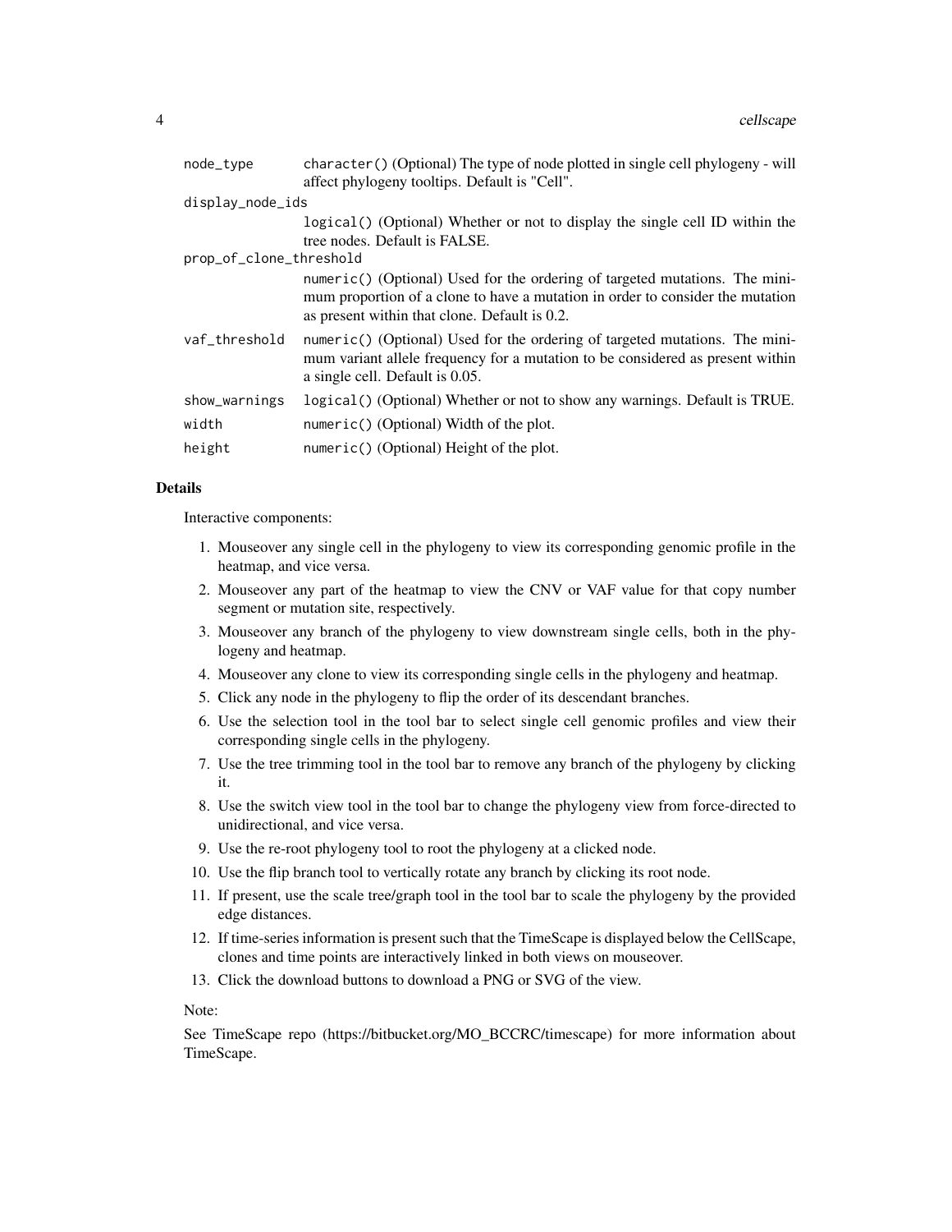| | |
|---|---|
| node_type | character() (Optional) The type of node plotted in single cell phylogeny - will affect phylogeny tooltips. Default is "Cell". |
| display_node_ids | logical() (Optional) Whether or not to display the single cell ID within the tree nodes. Default is FALSE. |
| prop_of_clone_threshold | numeric() (Optional) Used for the ordering of targeted mutations. The minimum proportion of a clone to have a mutation in order to consider the mutation as present within that clone. Default is 0.2. |
| vaf_threshold | numeric() (Optional) Used for the ordering of targeted mutations. The minimum variant allele frequency for a mutation to be considered as present within a single cell. Default is 0.05. |
| show_warnings | logical() (Optional) Whether or not to show any warnings. Default is TRUE. |
| width | numeric() (Optional) Width of the plot. |
| height | numeric() (Optional) Height of the plot. |

## Details

Interactive components:

1. Mouseover any single cell in the phylogeny to view its corresponding genomic profile in the heatmap, and vice versa.
2. Mouseover any part of the heatmap to view the CNV or VAF value for that copy number segment or mutation site, respectively.
3. Mouseover any branch of the phylogeny to view downstream single cells, both in the phylogeny and heatmap.
4. Mouseover any clone to view its corresponding single cells in the phylogeny and heatmap.
5. Click any node in the phylogeny to flip the order of its descendant branches.
6. Use the selection tool in the tool bar to select single cell genomic profiles and view their corresponding single cells in the phylogeny.
7. Use the tree trimming tool in the tool bar to remove any branch of the phylogeny by clicking it.
8. Use the switch view tool in the tool bar to change the phylogeny view from force-directed to unidirectional, and vice versa.
9. Use the re-root phylogeny tool to root the phylogeny at a clicked node.
10. Use the flip branch tool to vertically rotate any branch by clicking its root node.
11. If present, use the scale tree/graph tool in the tool bar to scale the phylogeny by the provided edge distances.
12. If time-series information is present such that the TimeScape is displayed below the CellScape, clones and time points are interactively linked in both views on mouseover.
13. Click the download buttons to download a PNG or SVG of the view.

Note:

See TimeScape repo (https://bitbucket.org/MO_BCCRC/timescape) for more information about TimeScape.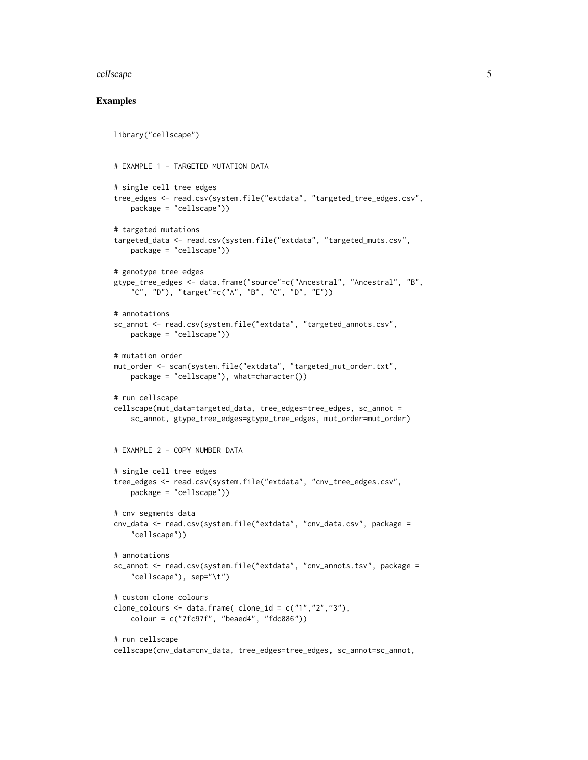## Examples

```
library("cellscape")


# EXAMPLE 1 - TARGETED MUTATION DATA

# single cell tree edges
tree_edges <- read.csv(system.file("extdata", "targeted_tree_edges.csv",
    package = "cellscape"))

# targeted mutations
targeted_data <- read.csv(system.file("extdata", "targeted_muts.csv",
    package = "cellscape"))

# genotype tree edges
gtype_tree_edges <- data.frame("source"=c("Ancestral", "Ancestral", "B",
    "C", "D"), "target"=c("A", "B", "C", "D", "E"))

# annotations
sc_annot <- read.csv(system.file("extdata", "targeted_annots.csv",
    package = "cellscape"))

# mutation order
mut_order <- scan(system.file("extdata", "targeted_mut_order.txt",
    package = "cellscape"), what=character())

# run cellscape
cellscape(mut_data=targeted_data, tree_edges=tree_edges, sc_annot =
    sc_annot, gtype_tree_edges=gtype_tree_edges, mut_order=mut_order)


# EXAMPLE 2 - COPY NUMBER DATA

# single cell tree edges
tree_edges <- read.csv(system.file("extdata", "cnv_tree_edges.csv",
    package = "cellscape"))

# cnv segments data
cnv_data <- read.csv(system.file("extdata", "cnv_data.csv", package =
    "cellscape"))

# annotations
sc_annot <- read.csv(system.file("extdata", "cnv_annots.tsv", package =
    "cellscape"), sep="\t")

# custom clone colours
clone_colours <- data.frame( clone_id = c("1","2","3"),
    colour = c("7fc97f", "beaed4", "fdc086"))

# run cellscape
cellscape(cnv_data=cnv_data, tree_edges=tree_edges, sc_annot=sc_annot,
```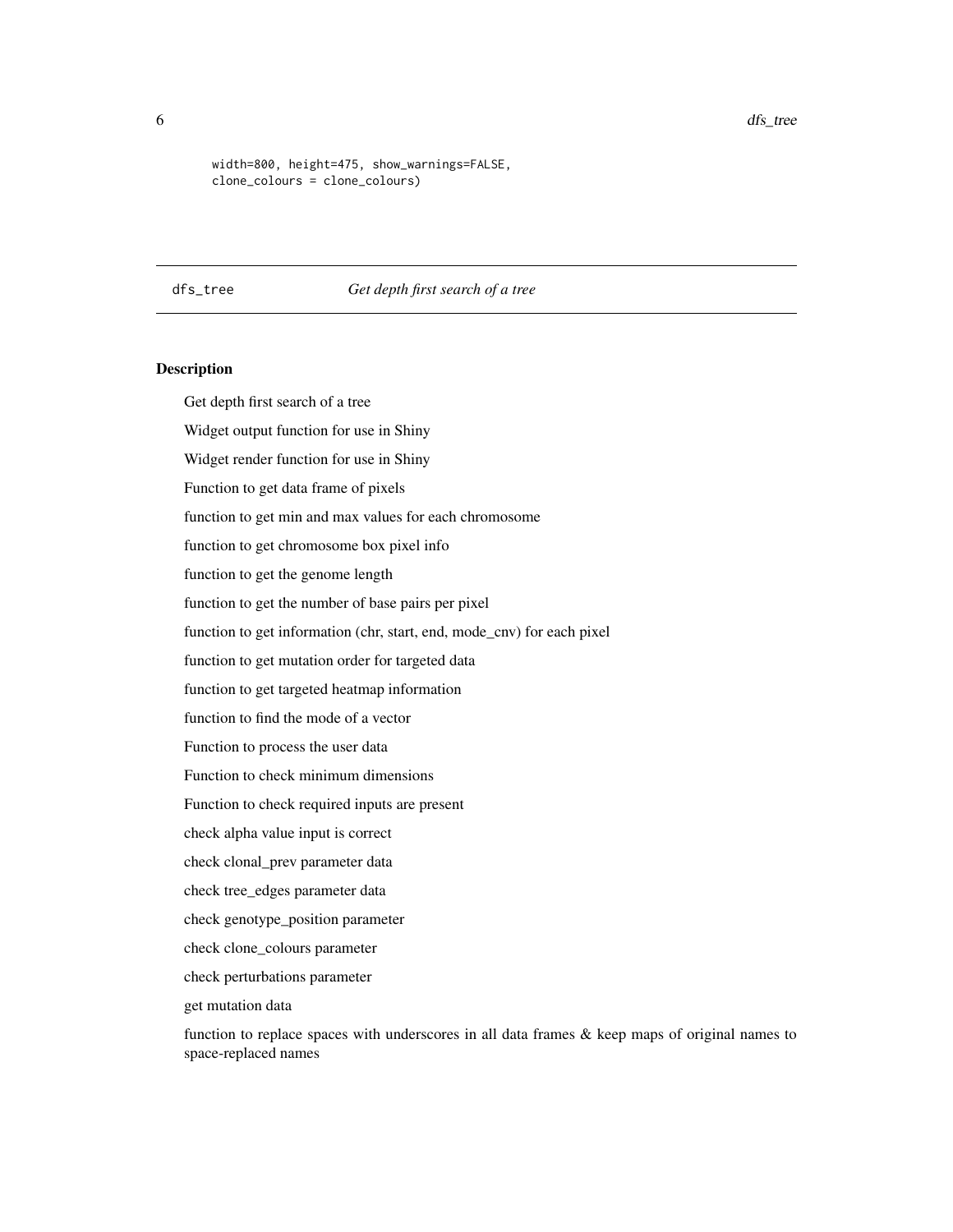```
width=800, height=475, show_warnings=FALSE,
clone_colours = clone_colours)
```

## dfs_tree *Get depth first search of a tree*

### Description

Get depth first search of a tree

Widget output function for use in Shiny

Widget render function for use in Shiny

Function to get data frame of pixels

function to get min and max values for each chromosome

function to get chromosome box pixel info

function to get the genome length

function to get the number of base pairs per pixel

function to get information (chr, start, end, mode_cnv) for each pixel

function to get mutation order for targeted data

function to get targeted heatmap information

function to find the mode of a vector

Function to process the user data

Function to check minimum dimensions

Function to check required inputs are present

check alpha value input is correct

check clonal_prev parameter data

check tree_edges parameter data

check genotype_position parameter

check clone_colours parameter

check perturbations parameter

get mutation data

function to replace spaces with underscores in all data frames & keep maps of original names to space-replaced names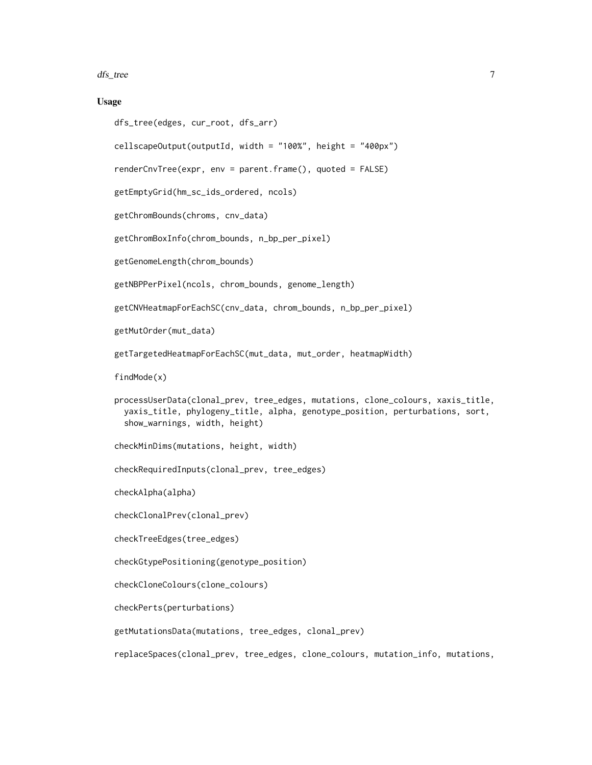## Usage

```
dfs_tree(edges, cur_root, dfs_arr)

cellscapeOutput(outputId, width = "100%", height = "400px")

renderCnvTree(expr, env = parent.frame(), quoted = FALSE)

getEmptyGrid(hm_sc_ids_ordered, ncols)

getChromBounds(chroms, cnv_data)

getChromBoxInfo(chrom_bounds, n_bp_per_pixel)

getGenomeLength(chrom_bounds)

getNBPPerPixel(ncols, chrom_bounds, genome_length)

getCNVHeatmapForEachSC(cnv_data, chrom_bounds, n_bp_per_pixel)

getMutOrder(mut_data)

getTargetedHeatmapForEachSC(mut_data, mut_order, heatmapWidth)

findMode(x)

processUserData(clonal_prev, tree_edges, mutations, clone_colours, xaxis_title,
  yaxis_title, phylogeny_title, alpha, genotype_position, perturbations, sort,
  show_warnings, width, height)

checkMinDims(mutations, height, width)

checkRequiredInputs(clonal_prev, tree_edges)

checkAlpha(alpha)

checkClonalPrev(clonal_prev)

checkTreeEdges(tree_edges)

checkGtypePositioning(genotype_position)

checkCloneColours(clone_colours)

checkPerts(perturbations)

getMutationsData(mutations, tree_edges, clonal_prev)

replaceSpaces(clonal_prev, tree_edges, clone_colours, mutation_info, mutations,
```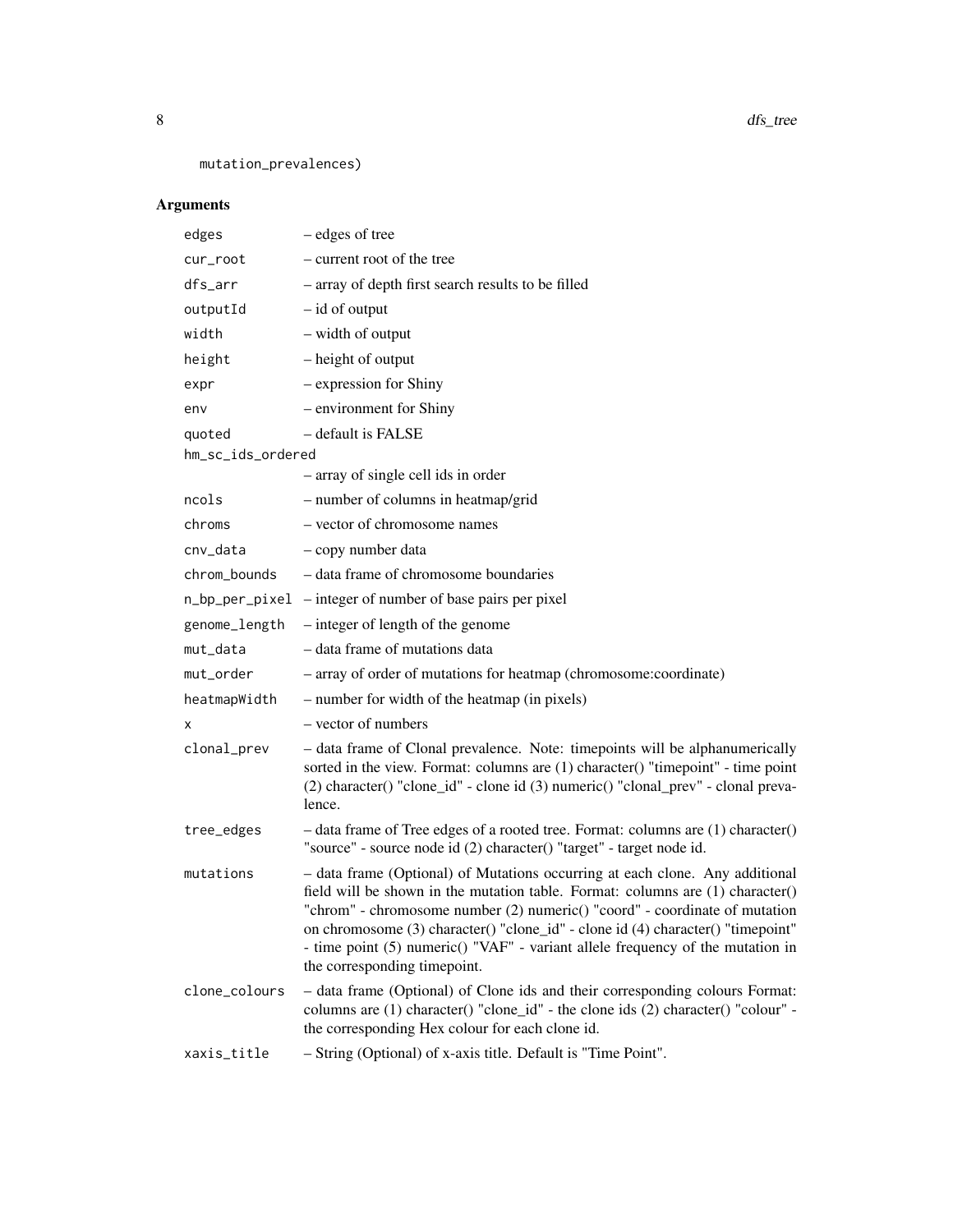```
mutation_prevalences)
```

## Arguments

| | |
|---|---|
| `edges` | – edges of tree |
| `cur_root` | – current root of the tree |
| `dfs_arr` | – array of depth first search results to be filled |
| `outputId` | – id of output |
| `width` | – width of output |
| `height` | – height of output |
| `expr` | – expression for Shiny |
| `env` | – environment for Shiny |
| `quoted` | – default is FALSE |
| `hm_sc_ids_ordered` | – array of single cell ids in order |
| `ncols` | – number of columns in heatmap/grid |
| `chroms` | – vector of chromosome names |
| `cnv_data` | – copy number data |
| `chrom_bounds` | – data frame of chromosome boundaries |
| `n_bp_per_pixel` | – integer of number of base pairs per pixel |
| `genome_length` | – integer of length of the genome |
| `mut_data` | – data frame of mutations data |
| `mut_order` | – array of order of mutations for heatmap (chromosome:coordinate) |
| `heatmapWidth` | – number for width of the heatmap (in pixels) |
| `x` | – vector of numbers |
| `clonal_prev` | – data frame of Clonal prevalence. Note: timepoints will be alphanumerically sorted in the view. Format: columns are (1) character() "timepoint" - time point (2) character() "clone_id" - clone id (3) numeric() "clonal_prev" - clonal prevalence. |
| `tree_edges` | – data frame of Tree edges of a rooted tree. Format: columns are (1) character() "source" - source node id (2) character() "target" - target node id. |
| `mutations` | – data frame (Optional) of Mutations occurring at each clone. Any additional field will be shown in the mutation table. Format: columns are (1) character() "chrom" - chromosome number (2) numeric() "coord" - coordinate of mutation on chromosome (3) character() "clone_id" - clone id (4) character() "timepoint" - time point (5) numeric() "VAF" - variant allele frequency of the mutation in the corresponding timepoint. |
| `clone_colours` | – data frame (Optional) of Clone ids and their corresponding colours Format: columns are (1) character() "clone_id" - the clone ids (2) character() "colour" - the corresponding Hex colour for each clone id. |
| `xaxis_title` | – String (Optional) of x-axis title. Default is "Time Point". |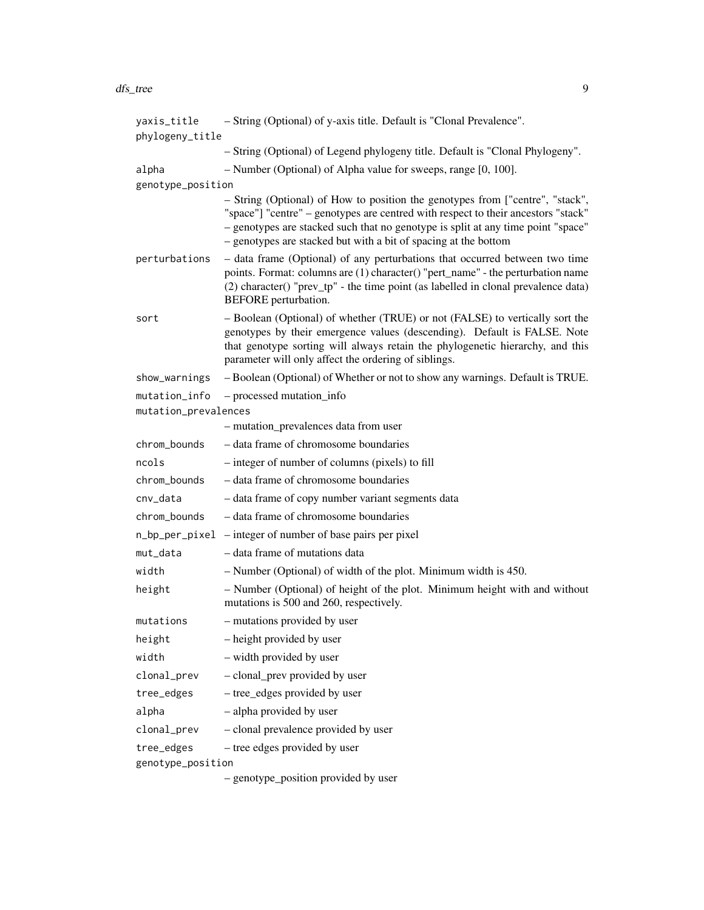| | |
|---|---|
| `yaxis_title` | – String (Optional) of y-axis title. Default is "Clonal Prevalence". |
| `phylogeny_title` | – String (Optional) of Legend phylogeny title. Default is "Clonal Phylogeny". |
| `alpha` | – Number (Optional) of Alpha value for sweeps, range [0, 100]. |
| `genotype_position` | – String (Optional) of How to position the genotypes from ["centre", "stack", "space"] "centre" – genotypes are centred with respect to their ancestors "stack" – genotypes are stacked such that no genotype is split at any time point "space" – genotypes are stacked but with a bit of spacing at the bottom |
| `perturbations` | – data frame (Optional) of any perturbations that occurred between two time points. Format: columns are (1) character() "pert_name" - the perturbation name (2) character() "prev_tp" - the time point (as labelled in clonal prevalence data) BEFORE perturbation. |
| `sort` | – Boolean (Optional) of whether (TRUE) or not (FALSE) to vertically sort the genotypes by their emergence values (descending). Default is FALSE. Note that genotype sorting will always retain the phylogenetic hierarchy, and this parameter will only affect the ordering of siblings. |
| `show_warnings` | – Boolean (Optional) of Whether or not to show any warnings. Default is TRUE. |
| `mutation_info` | – processed mutation_info |
| `mutation_prevalences` | – mutation_prevalences data from user |
| `chrom_bounds` | – data frame of chromosome boundaries |
| `ncols` | – integer of number of columns (pixels) to fill |
| `chrom_bounds` | – data frame of chromosome boundaries |
| `cnv_data` | – data frame of copy number variant segments data |
| `chrom_bounds` | – data frame of chromosome boundaries |
| `n_bp_per_pixel` | – integer of number of base pairs per pixel |
| `mut_data` | – data frame of mutations data |
| `width` | – Number (Optional) of width of the plot. Minimum width is 450. |
| `height` | – Number (Optional) of height of the plot. Minimum height with and without mutations is 500 and 260, respectively. |
| `mutations` | – mutations provided by user |
| `height` | – height provided by user |
| `width` | – width provided by user |
| `clonal_prev` | – clonal_prev provided by user |
| `tree_edges` | – tree_edges provided by user |
| `alpha` | – alpha provided by user |
| `clonal_prev` | – clonal prevalence provided by user |
| `tree_edges` | – tree edges provided by user |
| `genotype_position` | – genotype_position provided by user |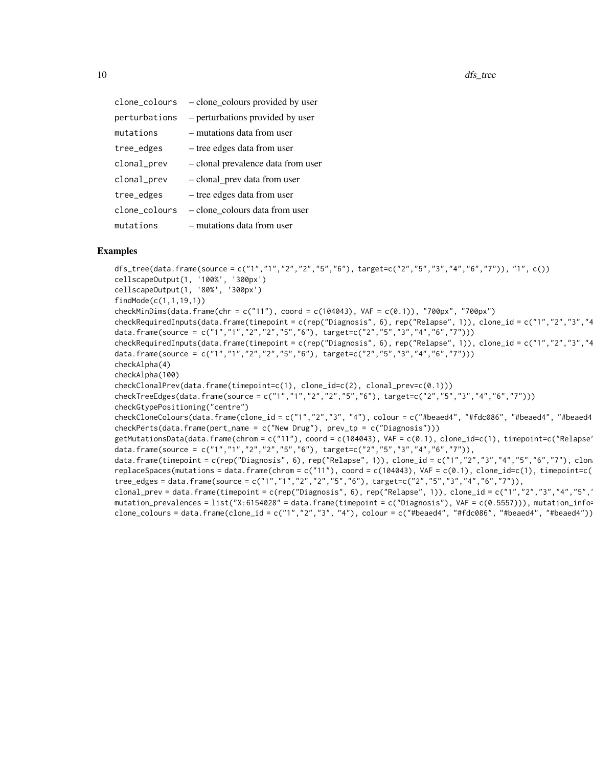| | |
|---|---|
| clone_colours | – clone_colours provided by user |
| perturbations | – perturbations provided by user |
| mutations | – mutations data from user |
| tree_edges | – tree edges data from user |
| clonal_prev | – clonal prevalence data from user |
| clonal_prev | – clonal_prev data from user |
| tree_edges | – tree edges data from user |
| clone_colours | – clone_colours data from user |
| mutations | – mutations data from user |

## Examples

```
dfs_tree(data.frame(source = c("1","1","2","2","5","6"), target=c("2","5","3","4","6","7")), "1", c())
cellscapeOutput(1, '100%', '300px')
cellscapeOutput(1, '80%', '300px')
findMode(c(1,1,19,1))
checkMinDims(data.frame(chr = c("11"), coord = c(104043), VAF = c(0.1)), "700px", "700px")
checkRequiredInputs(data.frame(timepoint = c(rep("Diagnosis", 6), rep("Relapse", 1)), clone_id = c("1","2","3","4
data.frame(source = c("1","1","2","2","5","6"), target=c("2","5","3","4","6","7")))
checkRequiredInputs(data.frame(timepoint = c(rep("Diagnosis", 6), rep("Relapse", 1)), clone_id = c("1","2","3","4
data.frame(source = c("1","1","2","2","5","6"), target=c("2","5","3","4","6","7")))
checkAlpha(4)
checkAlpha(100)
checkClonalPrev(data.frame(timepoint=c(1), clone_id=c(2), clonal_prev=c(0.1)))
checkTreeEdges(data.frame(source = c("1","1","2","2","5","6"), target=c("2","5","3","4","6","7")))
checkGtypePositioning("centre")
checkCloneColours(data.frame(clone_id = c("1","2","3", "4"), colour = c("#beaed4", "#fdc086", "#beaed4", "#beaed4
checkPerts(data.frame(pert_name = c("New Drug"), prev_tp = c("Diagnosis")))
getMutationsData(data.frame(chrom = c("11"), coord = c(104043), VAF = c(0.1), clone_id=c(1), timepoint=c("Relapse
data.frame(source = c("1","1","2","2","5","6"), target=c("2","5","3","4","6","7")),
data.frame(timepoint = c(rep("Diagnosis", 6), rep("Relapse", 1)), clone_id = c("1","2","3","4","5","6","7"), clon
replaceSpaces(mutations = data.frame(chrom = c("11"), coord = c(104043), VAF = c(0.1), clone_id=c(1), timepoint=c(
tree_edges = data.frame(source = c("1","1","2","2","5","6"), target=c("2","5","3","4","6","7")),
clonal_prev = data.frame(timepoint = c(rep("Diagnosis", 6), rep("Relapse", 1)), clone_id = c("1","2","3","4","5",
mutation_prevalences = list("X:6154028" = data.frame(timepoint = c("Diagnosis"), VAF = c(0.5557))), mutation_info=
clone_colours = data.frame(clone_id = c("1","2","3", "4"), colour = c("#beaed4", "#fdc086", "#beaed4", "#beaed4"))
```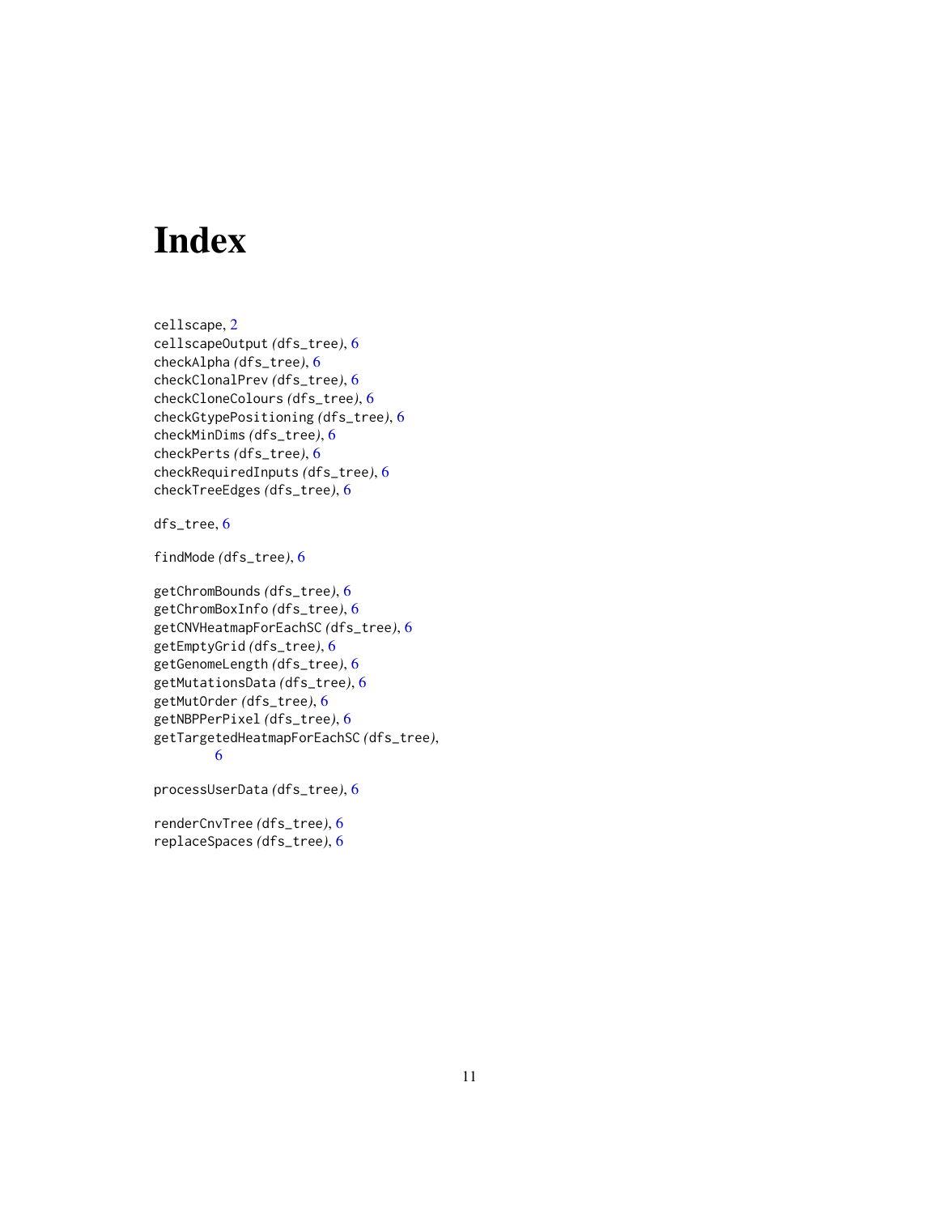# Index

cellscape, 2
cellscapeOutput *(*dfs_tree*)*, 6
checkAlpha *(*dfs_tree*)*, 6
checkClonalPrev *(*dfs_tree*)*, 6
checkCloneColours *(*dfs_tree*)*, 6
checkGtypePositioning *(*dfs_tree*)*, 6
checkMinDims *(*dfs_tree*)*, 6
checkPerts *(*dfs_tree*)*, 6
checkRequiredInputs *(*dfs_tree*)*, 6
checkTreeEdges *(*dfs_tree*)*, 6

dfs_tree, 6

findMode *(*dfs_tree*)*, 6

getChromBounds *(*dfs_tree*)*, 6
getChromBoxInfo *(*dfs_tree*)*, 6
getCNVHeatmapForEachSC *(*dfs_tree*)*, 6
getEmptyGrid *(*dfs_tree*)*, 6
getGenomeLength *(*dfs_tree*)*, 6
getMutationsData *(*dfs_tree*)*, 6
getMutOrder *(*dfs_tree*)*, 6
getNBPPerPixel *(*dfs_tree*)*, 6
getTargetedHeatmapForEachSC *(*dfs_tree*)*, 6

processUserData *(*dfs_tree*)*, 6

renderCnvTree *(*dfs_tree*)*, 6
replaceSpaces *(*dfs_tree*)*, 6